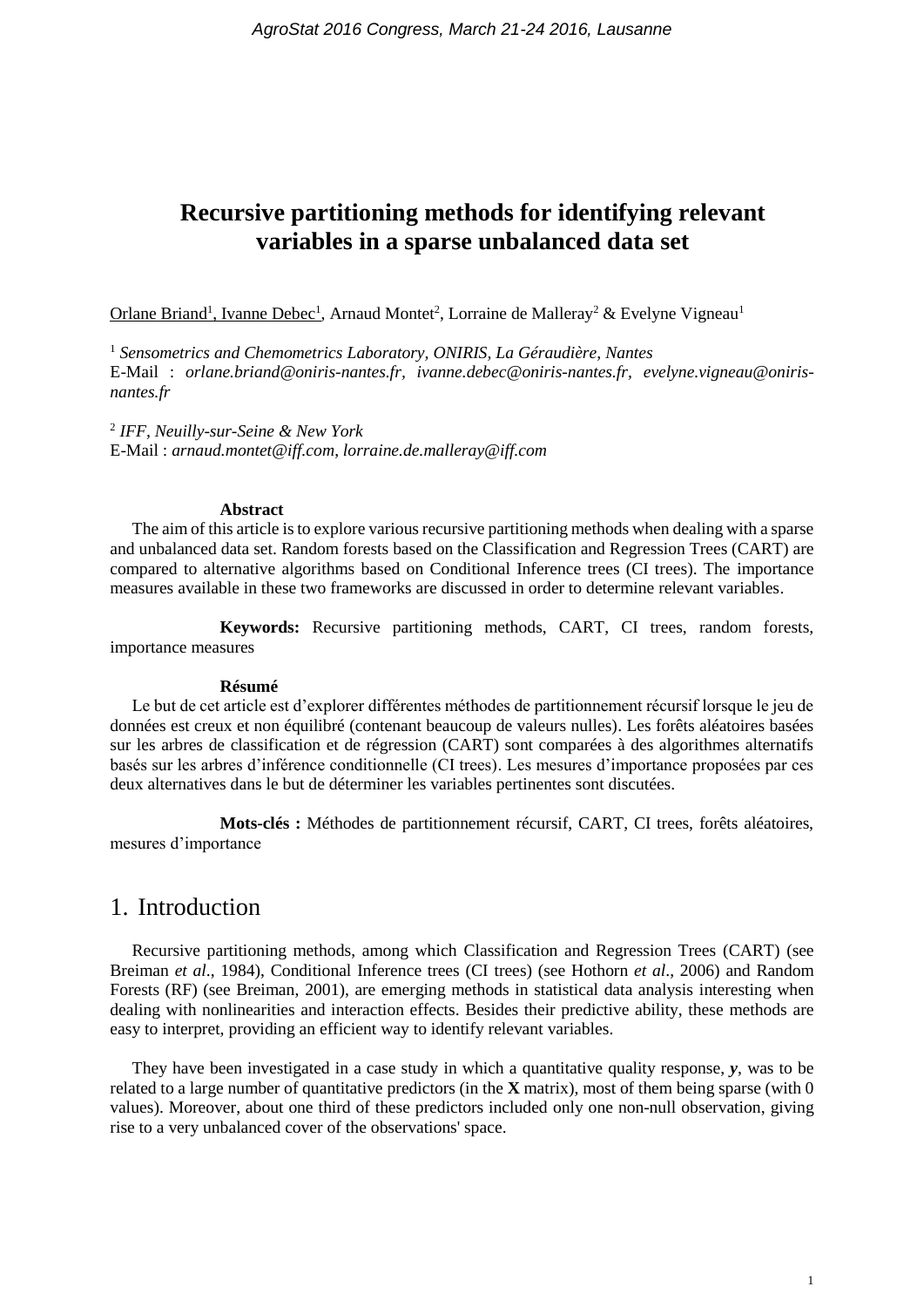# Recursive partitioning methods for identifying relevant variables in a sparse unbalanced data set

Orlane Briand[1], Ivanne Debec[1], Arnaud Montet[2], Lorraine de Malleray[2] & Evelyne Vigneau[1]

[1] *Sensometrics and Chemometrics Laboratory, ONIRIS, La Géraudière, Nantes*
E-Mail : *orlane.briand@oniris-nantes.fr, ivanne.debec@oniris-nantes.fr, evelyne.vigneau@oniris-nantes.fr*

[2] *IFF, Neuilly-sur-Seine & New York*
E-Mail : *arnaud.montet@iff.com, lorraine.de.malleray@iff.com*

**Abstract**

The aim of this article is to explore various recursive partitioning methods when dealing with a sparse and unbalanced data set. Random forests based on the Classification and Regression Trees (CART) are compared to alternative algorithms based on Conditional Inference trees (CI trees). The importance measures available in these two frameworks are discussed in order to determine relevant variables.

**Keywords:** Recursive partitioning methods, CART, CI trees, random forests, importance measures

**Résumé**

Le but de cet article est d'explorer différentes méthodes de partitionnement récursif lorsque le jeu de données est creux et non équilibré (contenant beaucoup de valeurs nulles). Les forêts aléatoires basées sur les arbres de classification et de régression (CART) sont comparées à des algorithmes alternatifs basés sur les arbres d'inférence conditionnelle (CI trees). Les mesures d'importance proposées par ces deux alternatives dans le but de déterminer les variables pertinentes sont discutées.

**Mots-clés :** Méthodes de partitionnement récursif, CART, CI trees, forêts aléatoires, mesures d'importance

## 1. Introduction

Recursive partitioning methods, among which Classification and Regression Trees (CART) (see Breiman *et al*., 1984), Conditional Inference trees (CI trees) (see Hothorn *et al*., 2006) and Random Forests (RF) (see Breiman, 2001), are emerging methods in statistical data analysis interesting when dealing with nonlinearities and interaction effects. Besides their predictive ability, these methods are easy to interpret, providing an efficient way to identify relevant variables.

They have been investigated in a case study in which a quantitative quality response, $\boldsymbol{y}$, was to be related to a large number of quantitative predictors (in the $\mathbf{X}$ matrix), most of them being sparse (with 0 values). Moreover, about one third of these predictors included only one non-null observation, giving rise to a very unbalanced cover of the observations' space.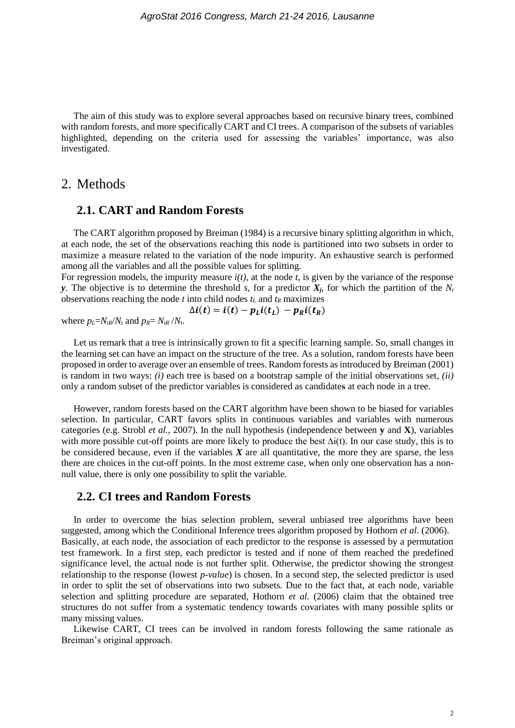The aim of this study was to explore several approaches based on recursive binary trees, combined with random forests, and more specifically CART and CI trees. A comparison of the subsets of variables highlighted, depending on the criteria used for assessing the variables' importance, was also investigated.

# 2. Methods

## 2.1. CART and Random Forests

The CART algorithm proposed by Breiman (1984) is a recursive binary splitting algorithm in which, at each node, the set of the observations reaching this node is partitioned into two subsets in order to maximize a measure related to the variation of the node impurity. An exhaustive search is performed among all the variables and all the possible values for splitting.
For regression models, the impurity measure $i(t)$, at the node $t$, is given by the variance of the response $\boldsymbol{y}$. The objective is to determine the threshold $s$, for a predictor $\boldsymbol{X_j}$, for which the partition of the $N_t$ observations reaching the node $t$ into child nodes $t_L$ and $t_R$ maximizes

$$\Delta i(t) = i(t) - p_L i(t_L) - p_R i(t_R)$$

where $p_L = N_{tR}/N_t$ and $p_R = N_{tR}/N_t$.

Let us remark that a tree is intrinsically grown to fit a specific learning sample. So, small changes in the learning set can have an impact on the structure of the tree. As a solution, random forests have been proposed in order to average over an ensemble of trees. Random forests as introduced by Breiman (2001) is random in two ways: *(i)* each tree is based on a bootstrap sample of the initial observations set, *(ii)* only a random subset of the predictor variables is considered as candidates at each node in a tree.

However, random forests based on the CART algorithm have been shown to be biased for variables selection. In particular, CART favors splits in continuous variables and variables with numerous categories (e.g. Strobl *et al.*, 2007). In the null hypothesis (independence between **y** and **X**), variables with more possible cut-off points are more likely to produce the best $\Delta$i(t). In our case study, this is to be considered because, even if the variables $\boldsymbol{X}$ are all quantitative, the more they are sparse, the less there are choices in the cut-off points. In the most extreme case, when only one observation has a non-null value, there is only one possibility to split the variable.

## 2.2. CI trees and Random Forests

In order to overcome the bias selection problem, several unbiased tree algorithms have been suggested, among which the Conditional Inference trees algorithm proposed by Hothorn *et al.* (2006).
Basically, at each node, the association of each predictor to the response is assessed by a permutation test framework. In a first step, each predictor is tested and if none of them reached the predefined significance level, the actual node is not further split. Otherwise, the predictor showing the strongest relationship to the response (lowest *p-value*) is chosen. In a second step, the selected predictor is used in order to split the set of observations into two subsets. Due to the fact that, at each node, variable selection and splitting procedure are separated, Hothorn *et al.* (2006) claim that the obtained tree structures do not suffer from a systematic tendency towards covariates with many possible splits or many missing values.

Likewise CART, CI trees can be involved in random forests following the same rationale as Breiman's original approach.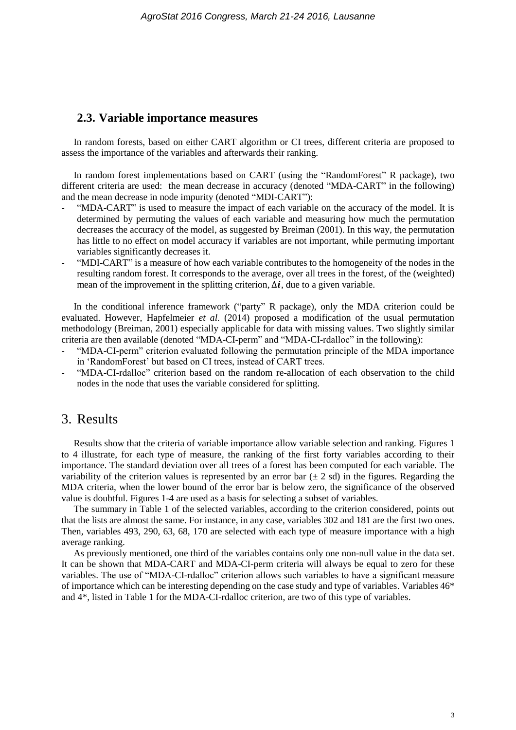## 2.3. Variable importance measures

In random forests, based on either CART algorithm or CI trees, different criteria are proposed to assess the importance of the variables and afterwards their ranking.

In random forest implementations based on CART (using the "RandomForest" R package), two different criteria are used: the mean decrease in accuracy (denoted "MDA-CART" in the following) and the mean decrease in node impurity (denoted "MDI-CART"):

- "MDA-CART" is used to measure the impact of each variable on the accuracy of the model. It is determined by permuting the values of each variable and measuring how much the permutation decreases the accuracy of the model, as suggested by Breiman (2001). In this way, the permutation has little to no effect on model accuracy if variables are not important, while permuting important variables significantly decreases it.
- "MDI-CART" is a measure of how each variable contributes to the homogeneity of the nodes in the resulting random forest. It corresponds to the average, over all trees in the forest, of the (weighted) mean of the improvement in the splitting criterion, $\Delta \boldsymbol{i}$, due to a given variable.

In the conditional inference framework ("party" R package), only the MDA criterion could be evaluated. However, Hapfelmeier *et al.* (2014) proposed a modification of the usual permutation methodology (Breiman, 2001) especially applicable for data with missing values. Two slightly similar criteria are then available (denoted "MDA-CI-perm" and "MDA-CI-rdalloc" in the following):

- "MDA-CI-perm" criterion evaluated following the permutation principle of the MDA importance in 'RandomForest' but based on CI trees, instead of CART trees.
- "MDA-CI-rdalloc" criterion based on the random re-allocation of each observation to the child nodes in the node that uses the variable considered for splitting.

# 3. Results

Results show that the criteria of variable importance allow variable selection and ranking. Figures 1 to 4 illustrate, for each type of measure, the ranking of the first forty variables according to their importance. The standard deviation over all trees of a forest has been computed for each variable. The variability of the criterion values is represented by an error bar ($\pm$ 2 sd) in the figures. Regarding the MDA criteria, when the lower bound of the error bar is below zero, the significance of the observed value is doubtful. Figures 1-4 are used as a basis for selecting a subset of variables.

The summary in Table 1 of the selected variables, according to the criterion considered, points out that the lists are almost the same. For instance, in any case, variables 302 and 181 are the first two ones. Then, variables 493, 290, 63, 68, 170 are selected with each type of measure importance with a high average ranking.

As previously mentioned, one third of the variables contains only one non-null value in the data set. It can be shown that MDA-CART and MDA-CI-perm criteria will always be equal to zero for these variables. The use of "MDA-CI-rdalloc" criterion allows such variables to have a significant measure of importance which can be interesting depending on the case study and type of variables. Variables 46* and 4*, listed in Table 1 for the MDA-CI-rdalloc criterion, are two of this type of variables.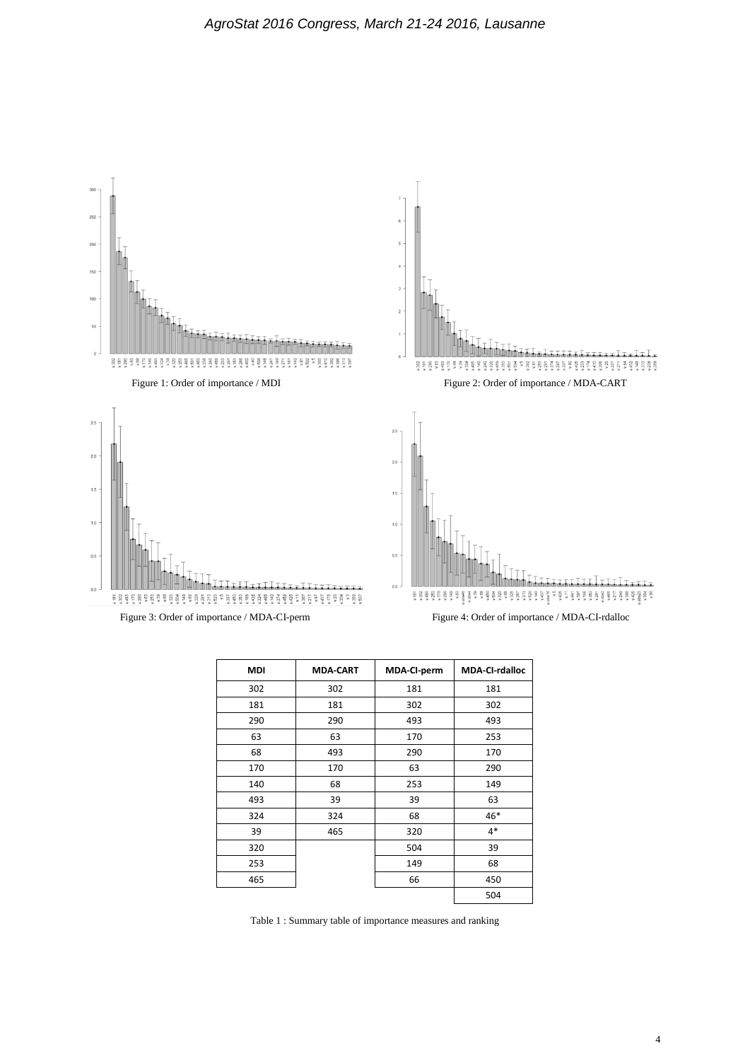Figure 1: Order of importance / MDI

Figure 2: Order of importance / MDA-CART

Figure 3: Order of importance / MDA-CI-perm

Figure 4: Order of importance / MDA-CI-rdalloc

| MDI | MDA-CART | MDA-CI-perm | MDA-CI-rdalloc |
|---|---|---|---|
| 302 | 302 | 181 | 181 |
| 181 | 181 | 302 | 302 |
| 290 | 290 | 493 | 493 |
| 63 | 63 | 170 | 253 |
| 68 | 493 | 290 | 170 |
| 170 | 170 | 63 | 290 |
| 140 | 68 | 253 | 149 |
| 493 | 39 | 39 | 63 |
| 324 | 324 | 68 | 46* |
| 39 | 465 | 320 | 4* |
| 320 | | 504 | 39 |
| 253 | | 149 | 68 |
| 465 | | 66 | 450 |
| | | | 504 |

Table 1 : Summary table of importance measures and ranking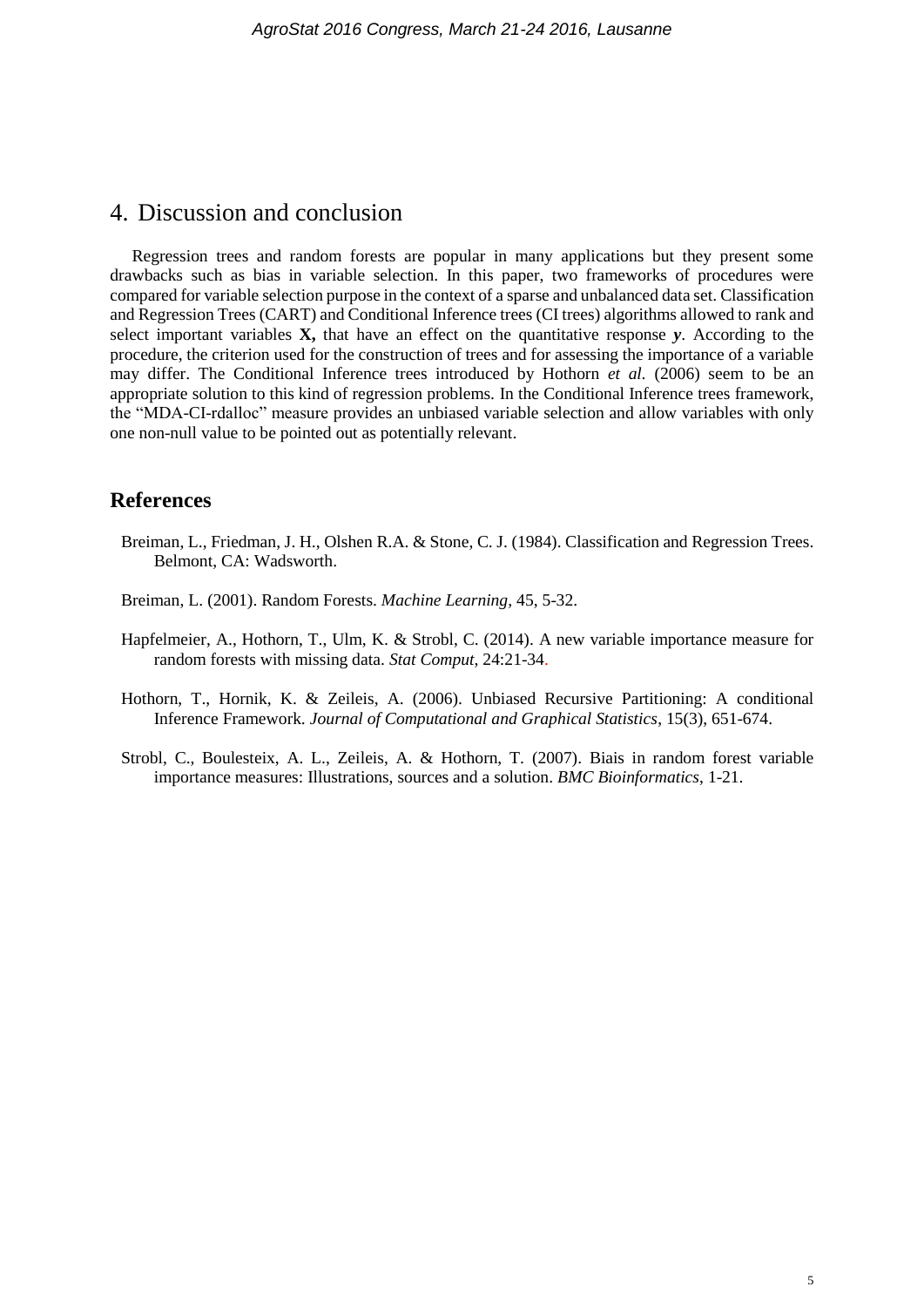## 4. Discussion and conclusion

Regression trees and random forests are popular in many applications but they present some drawbacks such as bias in variable selection. In this paper, two frameworks of procedures were compared for variable selection purpose in the context of a sparse and unbalanced data set. Classification and Regression Trees (CART) and Conditional Inference trees (CI trees) algorithms allowed to rank and select important variables **X,** that have an effect on the quantitative response ***y***. According to the procedure, the criterion used for the construction of trees and for assessing the importance of a variable may differ. The Conditional Inference trees introduced by Hothorn *et al.* (2006) seem to be an appropriate solution to this kind of regression problems. In the Conditional Inference trees framework, the "MDA-CI-rdalloc" measure provides an unbiased variable selection and allow variables with only one non-null value to be pointed out as potentially relevant.

## References

Breiman, L., Friedman, J. H., Olshen R.A. & Stone, C. J. (1984). Classification and Regression Trees. Belmont, CA: Wadsworth.

Breiman, L. (2001). Random Forests. *Machine Learning*, 45, 5-32.

Hapfelmeier, A., Hothorn, T., Ulm, K. & Strobl, C. (2014). A new variable importance measure for random forests with missing data. *Stat Comput*, 24:21-34.

Hothorn, T., Hornik, K. & Zeileis, A. (2006). Unbiased Recursive Partitioning: A conditional Inference Framework. *Journal of Computational and Graphical Statistics*, 15(3), 651-674.

Strobl, C., Boulesteix, A. L., Zeileis, A. & Hothorn, T. (2007). Biais in random forest variable importance measures: Illustrations, sources and a solution. *BMC Bioinformatics*, 1-21.